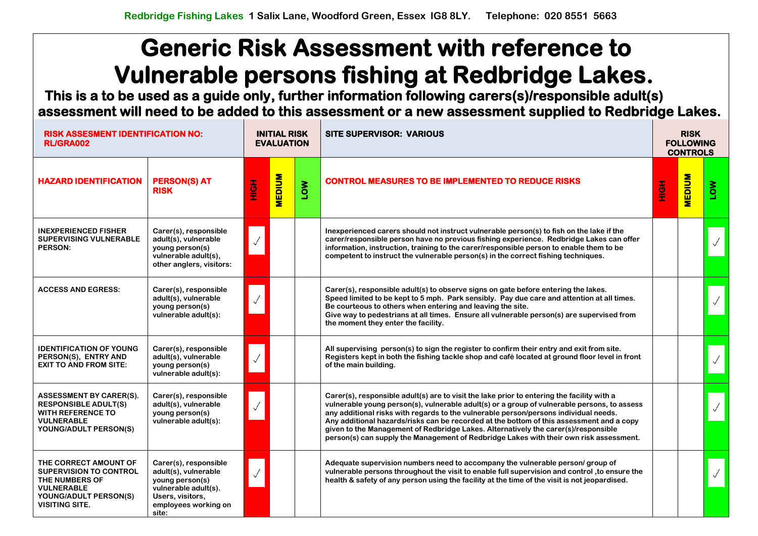Redbridge Fishing Lakes 1 Salix Lane, Woodford Green, Essex IG8 8LY. Telephone: 020 8551 5663

# Generic Risk Assessment with reference to Vulnerable persons fishing at Redbridge Lakes.

**This is a to be used as a guide only, further information following carers(s)/responsible adult(s) assessment will need to be added to this assessment or a new assessment supplied to Redbridge Lakes.**

| RISK ASSESMENT IDENTIFICATION NO: RL/GRA002 | | INITIAL RISK EVALUATION | | | SITE SUPERVISOR: VARIOUS | RISK FOLLOWING CONTROLS | | |
|---|---|---|---|---|---|---|---|---|
| **HAZARD IDENTIFICATION** | **PERSON(S) AT RISK** | **HIGH** | **MEDIUM** | **LOW** | **CONTROL MEASURES TO BE IMPLEMENTED TO REDUCE RISKS** | **HIGH** | **MEDIUM** | **LOW** |
| INEXPERIENCED FISHER SUPERVISING VULNERABLE PERSON: | Carer(s), responsible adult(s), vulnerable young person(s) vulnerable adult(s), other anglers, visitors: | ✓ | | | Inexperienced carers should not instruct vulnerable person(s) to fish on the lake if the carer/responsible person have no previous fishing experience. Redbridge Lakes can offer information, instruction, training to the carer/responsible person to enable them to be competent to instruct the vulnerable person(s) in the correct fishing techniques. | | | ✓ |
| ACCESS AND EGRESS: | Carer(s), responsible adult(s), vulnerable young person(s) vulnerable adult(s): | ✓ | | | Carer(s), responsible adult(s) to observe signs on gate before entering the lakes. Speed limited to be kept to 5 mph. Park sensibly. Pay due care and attention at all times. Be courteous to others when entering and leaving the site. Give way to pedestrians at all times. Ensure all vulnerable person(s) are supervised from the moment they enter the facility. | | | ✓ |
| IDENTIFICATION OF YOUNG PERSON(S), ENTRY AND EXIT TO AND FROM SITE: | Carer(s), responsible adult(s), vulnerable young person(s) vulnerable adult(s): | ✓ | | | All supervising person(s) to sign the register to confirm their entry and exit from site. Registers kept in both the fishing tackle shop and café located at ground floor level in front of the main building. | | | ✓ |
| ASSESSMENT BY CARER(S). RESPONSIBLE ADULT(S) WITH REFERENCE TO VULNERABLE YOUNG/ADULT PERSON(S) | Carer(s), responsible adult(s), vulnerable young person(s) vulnerable adult(s): | ✓ | | | Carer(s), responsible adult(s) are to visit the lake prior to entering the facility with a vulnerable young person(s), vulnerable adult(s) or a group of vulnerable persons, to assess any additional risks with regards to the vulnerable person/persons individual needs. Any additional hazards/risks can be recorded at the bottom of this assessment and a copy given to the Management of Redbridge Lakes. Alternatively the carer(s)/responsible person(s) can supply the Management of Redbridge Lakes with their own risk assessment. | | | ✓ |
| THE CORRECT AMOUNT OF SUPERVISION TO CONTROL THE NUMBERS OF VULNERABLE YOUNG/ADULT PERSON(S) VISITING SITE. | Carer(s), responsible adult(s), vulnerable young person(s) vulnerable adult(s). Users, visitors, employees working on site: | ✓ | | | Adequate supervision numbers need to accompany the vulnerable person/ group of vulnerable persons throughout the visit to enable full supervision and control ,to ensure the health & safety of any person using the facility at the time of the visit is not jeopardised. | | | ✓ |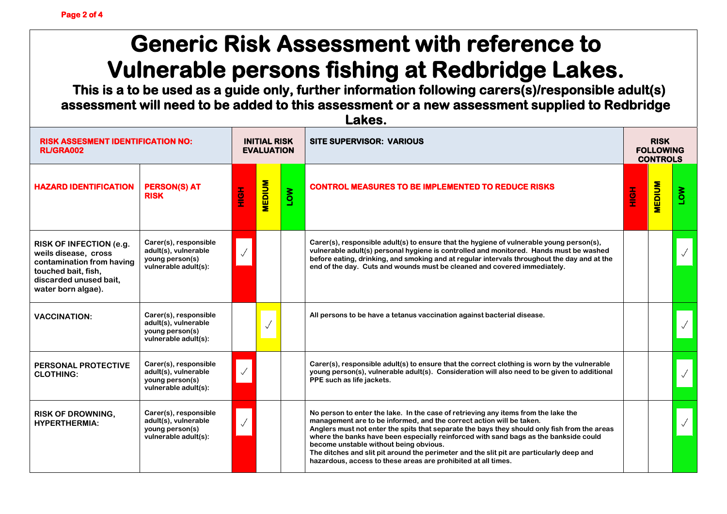# Generic Risk Assessment with reference to Vulnerable persons fishing at Redbridge Lakes.

**This is a to be used as a guide only, further information following carers(s)/responsible adult(s) assessment will need to be added to this assessment or a new assessment supplied to Redbridge Lakes.**

| RISK ASSESMENT IDENTIFICATION NO: RL/GRA002 | | INITIAL RISK EVALUATION | | | SITE SUPERVISOR: VARIOUS | RISK FOLLOWING CONTROLS | | |
|---|---|---|---|---|---|---|---|---|
| **HAZARD IDENTIFICATION** | **PERSON(S) AT RISK** | **HIGH** | **MEDIUM** | **LOW** | **CONTROL MEASURES TO BE IMPLEMENTED TO REDUCE RISKS** | **HIGH** | **MEDIUM** | **LOW** |
| **RISK OF INFECTION (e.g. weils disease, cross contamination from having touched bait, fish, discarded unused bait, water born algae).** | Carer(s), responsible adult(s), vulnerable young person(s) vulnerable adult(s): | ✓ | | | Carer(s), responsible adult(s) to ensure that the hygiene of vulnerable young person(s), vulnerable adult(s) personal hygiene is controlled and monitored. Hands must be washed before eating, drinking, and smoking and at regular intervals throughout the day and at the end of the day. Cuts and wounds must be cleaned and covered immediately. | | | ✓ |
| **VACCINATION:** | Carer(s), responsible adult(s), vulnerable young person(s) vulnerable adult(s): | | ✓ | | All persons to be have a tetanus vaccination against bacterial disease. | | | ✓ |
| **PERSONAL PROTECTIVE CLOTHING:** | Carer(s), responsible adult(s), vulnerable young person(s) vulnerable adult(s): | ✓ | | | Carer(s), responsible adult(s) to ensure that the correct clothing is worn by the vulnerable young person(s), vulnerable adult(s). Consideration will also need to be given to additional PPE such as life jackets. | | | ✓ |
| **RISK OF DROWNING, HYPERTHERMIA:** | Carer(s), responsible adult(s), vulnerable young person(s) vulnerable adult(s): | ✓ | | | No person to enter the lake. In the case of retrieving any items from the lake the management are to be informed, and the correct action will be taken.<br>Anglers must not enter the spits that separate the bays they should only fish from the areas where the banks have been especially reinforced with sand bags as the bankside could become unstable without being obvious.<br>The ditches and slit pit around the perimeter and the slit pit are particularly deep and hazardous, access to these areas are prohibited at all times. | | | ✓ |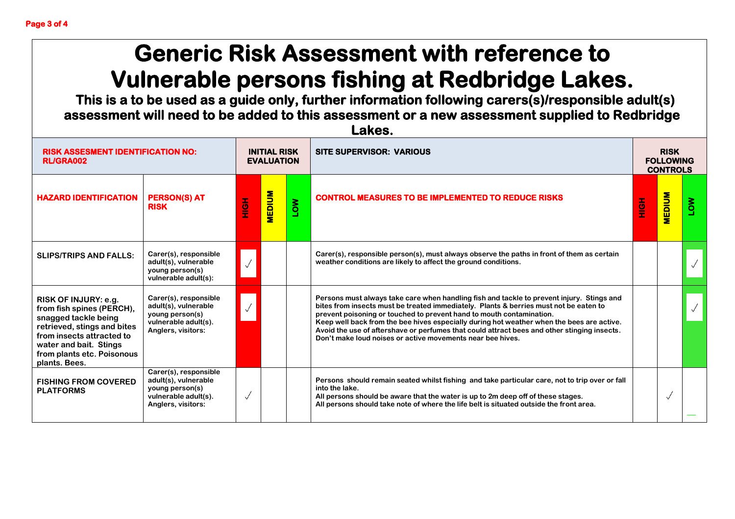# Generic Risk Assessment with reference to Vulnerable persons fishing at Redbridge Lakes.

**This is a to be used as a guide only, further information following carers(s)/responsible adult(s) assessment will need to be added to this assessment or a new assessment supplied to Redbridge Lakes.**

| **RISK ASSESMENT IDENTIFICATION NO: RL/GRA002** | | **INITIAL RISK EVALUATION** | | | **SITE SUPERVISOR: VARIOUS** | **RISK FOLLOWING CONTROLS** | | |
|---|---|---|---|---|---|---|---|---|
| **HAZARD IDENTIFICATION** | **PERSON(S) AT RISK** | **HIGH** | **MEDIUM** | **LOW** | **CONTROL MEASURES TO BE IMPLEMENTED TO REDUCE RISKS** | **HIGH** | **MEDIUM** | **LOW** |
| **SLIPS/TRIPS AND FALLS:** | Carer(s), responsible adult(s), vulnerable young person(s) vulnerable adult(s): | ✓ | | | Carer(s), responsible person(s), must always observe the paths in front of them as certain weather conditions are likely to affect the ground conditions. | | | ✓ |
| **RISK OF INJURY: e.g. from fish spines (PERCH), snagged tackle being retrieved, stings and bites from insects attracted to water and bait. Stings from plants etc. Poisonous plants. Bees.** | Carer(s), responsible adult(s), vulnerable young person(s) vulnerable adult(s). Anglers, visitors: | ✓ | | | Persons must always take care when handling fish and tackle to prevent injury. Stings and bites from insects must be treated immediately. Plants & berries must not be eaten to prevent poisoning or touched to prevent hand to mouth contamination.<br>Keep well back from the bee hives especially during hot weather when the bees are active.<br>Avoid the use of aftershave or perfumes that could attract bees and other stinging insects.<br>Don't make loud noises or active movements near bee hives. | | | ✓ |
| **FISHING FROM COVERED PLATFORMS** | Carer(s), responsible adult(s), vulnerable young person(s) vulnerable adult(s). Anglers, visitors: | ✓ | | | Persons should remain seated whilst fishing and take particular care, not to trip over or fall into the lake.<br>All persons should be aware that the water is up to 2m deep off of these stages.<br>All persons should take note of where the life belt is situated outside the front area. | | ✓ | |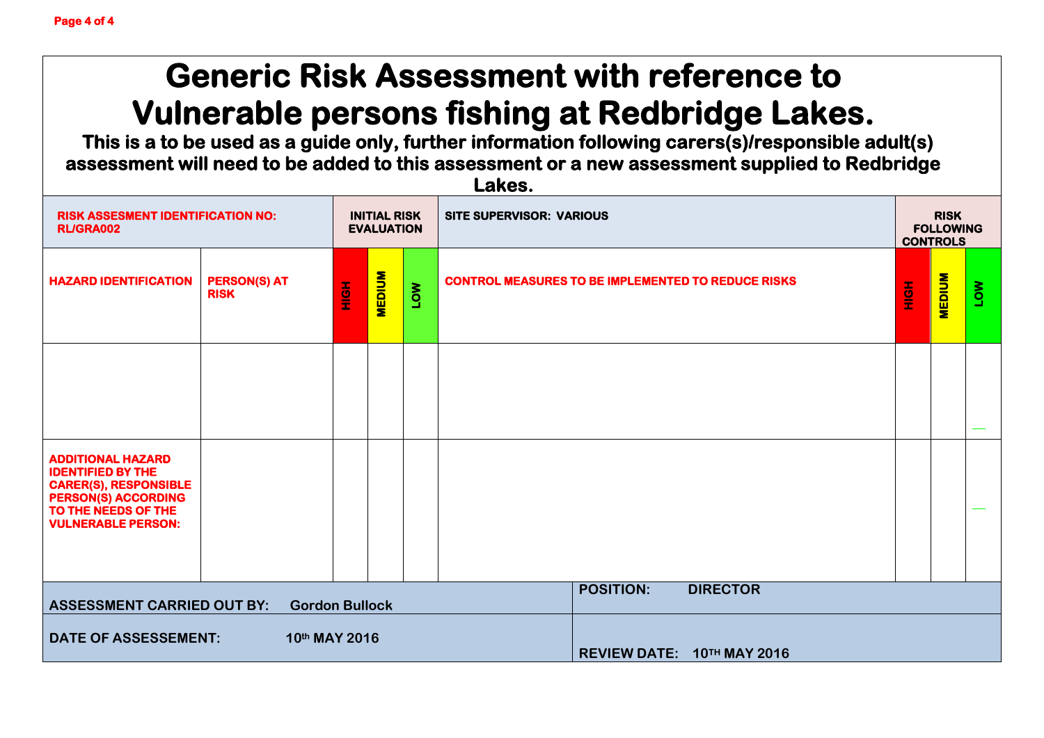# Generic Risk Assessment with reference to Vulnerable persons fishing at Redbridge Lakes.

**This is a to be used as a guide only, further information following carers(s)/responsible adult(s) assessment will need to be added to this assessment or a new assessment supplied to Redbridge Lakes.**

| RISK ASSESMENT IDENTIFICATION NO: RL/GRA002 | | INITIAL RISK EVALUATION | | | SITE SUPERVISOR: VARIOUS | RISK FOLLOWING CONTROLS | | |
|---|---|---|---|---|---|---|---|---|
| **HAZARD IDENTIFICATION** | **PERSON(S) AT RISK** | **HIGH** | **MEDIUM** | **LOW** | **CONTROL MEASURES TO BE IMPLEMENTED TO REDUCE RISKS** | **HIGH** | **MEDIUM** | **LOW** |
| | | | | | | | | |
| **ADDITIONAL HAZARD IDENTIFIED BY THE CARER(S), RESPONSIBLE PERSON(S) ACCORDING TO THE NEEDS OF THE VULNERABLE PERSON:** | | | | | | | | |

| | |
|---|---|
| **ASSESSMENT CARRIED OUT BY:** Gordon Bullock | **POSITION:** DIRECTOR |
| **DATE OF ASSESSEMENT:** 10th MAY 2016 | **REVIEW DATE:** 10TH MAY 2016 |